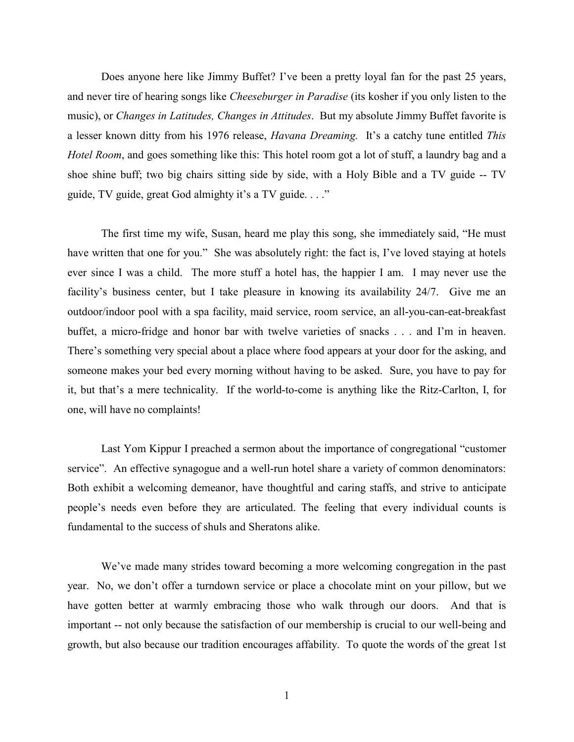Does anyone here like Jimmy Buffet? I've been a pretty loyal fan for the past 25 years, and never tire of hearing songs like *Cheeseburger in Paradise* (its kosher if you only listen to the music), or *Changes in Latitudes, Changes in Attitudes*. But my absolute Jimmy Buffet favorite is a lesser known ditty from his 1976 release, *Havana Dreaming.* It's a catchy tune entitled *This Hotel Room*, and goes something like this: This hotel room got a lot of stuff, a laundry bag and a shoe shine buff; two big chairs sitting side by side, with a Holy Bible and a TV guide -- TV guide, TV guide, great God almighty it's a TV guide. . . ."

The first time my wife, Susan, heard me play this song, she immediately said, "He must have written that one for you." She was absolutely right: the fact is, I've loved staying at hotels ever since I was a child. The more stuff a hotel has, the happier I am. I may never use the facility's business center, but I take pleasure in knowing its availability 24/7. Give me an outdoor/indoor pool with a spa facility, maid service, room service, an all-you-can-eat-breakfast buffet, a micro-fridge and honor bar with twelve varieties of snacks . . . and I'm in heaven. There's something very special about a place where food appears at your door for the asking, and someone makes your bed every morning without having to be asked. Sure, you have to pay for it, but that's a mere technicality. If the world-to-come is anything like the Ritz-Carlton, I, for one, will have no complaints!

Last Yom Kippur I preached a sermon about the importance of congregational "customer service". An effective synagogue and a well-run hotel share a variety of common denominators: Both exhibit a welcoming demeanor, have thoughtful and caring staffs, and strive to anticipate people's needs even before they are articulated. The feeling that every individual counts is fundamental to the success of shuls and Sheratons alike.

We've made many strides toward becoming a more welcoming congregation in the past year. No, we don't offer a turndown service or place a chocolate mint on your pillow, but we have gotten better at warmly embracing those who walk through our doors. And that is important -- not only because the satisfaction of our membership is crucial to our well-being and growth, but also because our tradition encourages affability. To quote the words of the great 1st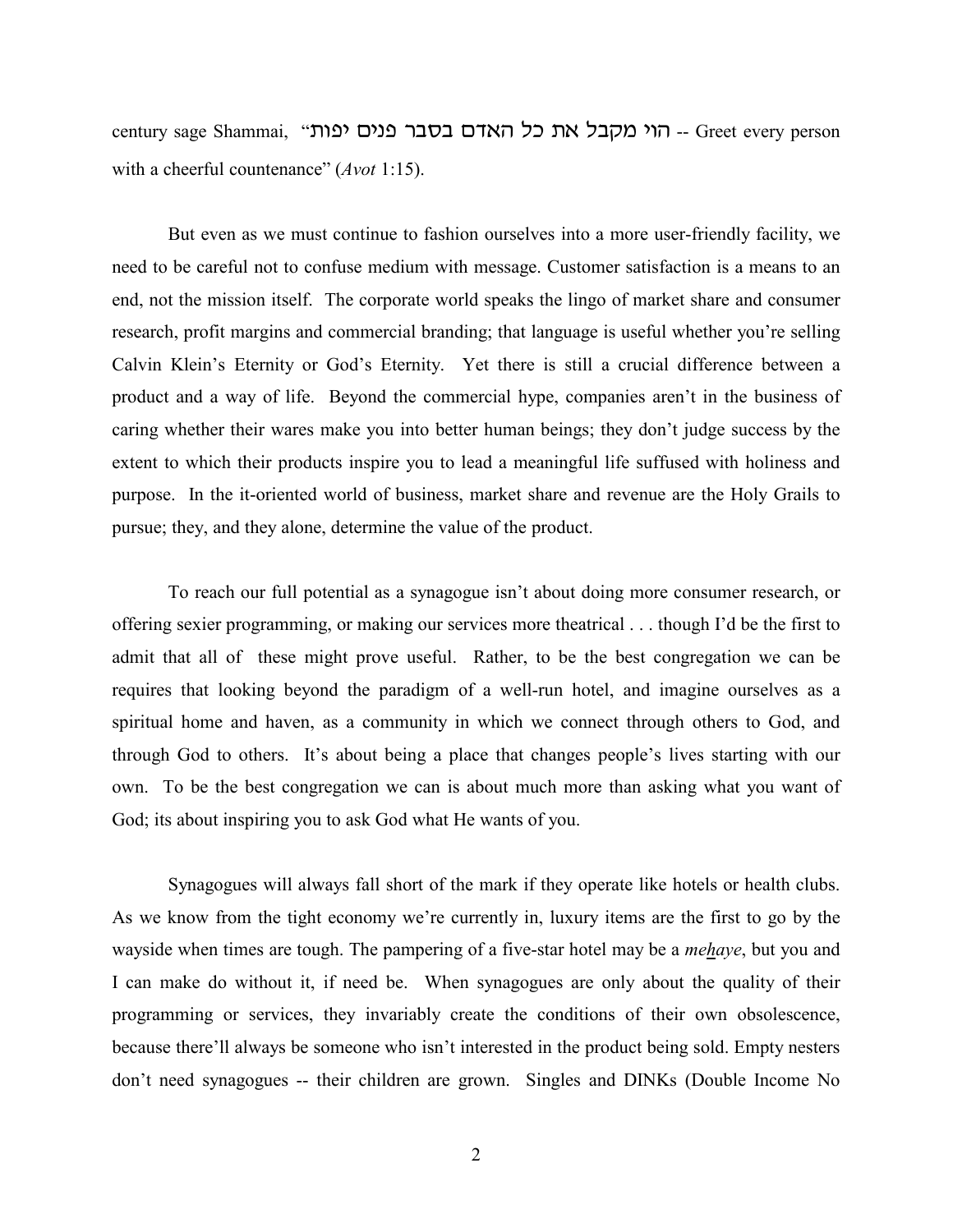century sage Shammai, "הוי מקבל את כל האדם בסבר פנים יפות -- Greet every person with a cheerful countenance" (*Avot* 1:15).

But even as we must continue to fashion ourselves into a more user-friendly facility, we need to be careful not to confuse medium with message. Customer satisfaction is a means to an end, not the mission itself. The corporate world speaks the lingo of market share and consumer research, profit margins and commercial branding; that language is useful whether you're selling Calvin Klein's Eternity or God's Eternity. Yet there is still a crucial difference between a product and a way of life. Beyond the commercial hype, companies aren't in the business of caring whether their wares make you into better human beings; they don't judge success by the extent to which their products inspire you to lead a meaningful life suffused with holiness and purpose. In the it-oriented world of business, market share and revenue are the Holy Grails to pursue; they, and they alone, determine the value of the product.

To reach our full potential as a synagogue isn't about doing more consumer research, or offering sexier programming, or making our services more theatrical . . . though I'd be the first to admit that all of these might prove useful. Rather, to be the best congregation we can be requires that looking beyond the paradigm of a well-run hotel, and imagine ourselves as a spiritual home and haven, as a community in which we connect through others to God, and through God to others. It's about being a place that changes people's lives starting with our own. To be the best congregation we can is about much more than asking what you want of God; its about inspiring you to ask God what He wants of you.

Synagogues will always fall short of the mark if they operate like hotels or health clubs. As we know from the tight economy we're currently in, luxury items are the first to go by the wayside when times are tough. The pampering of a five-star hotel may be a *mehaye*, but you and I can make do without it, if need be. When synagogues are only about the quality of their programming or services, they invariably create the conditions of their own obsolescence, because there'll always be someone who isn't interested in the product being sold. Empty nesters don't need synagogues -- their children are grown. Singles and DINKs (Double Income No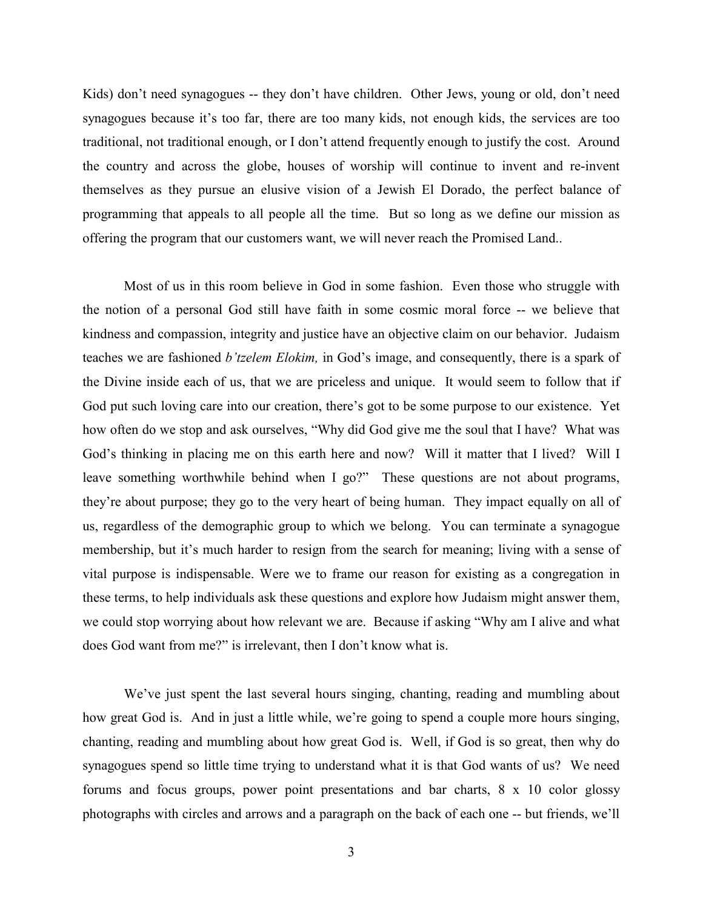Kids) don't need synagogues -- they don't have children. Other Jews, young or old, don't need synagogues because it's too far, there are too many kids, not enough kids, the services are too traditional, not traditional enough, or I don't attend frequently enough to justify the cost. Around the country and across the globe, houses of worship will continue to invent and re-invent themselves as they pursue an elusive vision of a Jewish El Dorado, the perfect balance of programming that appeals to all people all the time. But so long as we define our mission as offering the program that our customers want, we will never reach the Promised Land..

Most of us in this room believe in God in some fashion. Even those who struggle with the notion of a personal God still have faith in some cosmic moral force -- we believe that kindness and compassion, integrity and justice have an objective claim on our behavior. Judaism teaches we are fashioned *b'tzelem Elokim,* in God's image, and consequently, there is a spark of the Divine inside each of us, that we are priceless and unique. It would seem to follow that if God put such loving care into our creation, there's got to be some purpose to our existence. Yet how often do we stop and ask ourselves, "Why did God give me the soul that I have? What was God's thinking in placing me on this earth here and now? Will it matter that I lived? Will I leave something worthwhile behind when I go?" These questions are not about programs, they're about purpose; they go to the very heart of being human. They impact equally on all of us, regardless of the demographic group to which we belong. You can terminate a synagogue membership, but it's much harder to resign from the search for meaning; living with a sense of vital purpose is indispensable. Were we to frame our reason for existing as a congregation in these terms, to help individuals ask these questions and explore how Judaism might answer them, we could stop worrying about how relevant we are. Because if asking "Why am I alive and what does God want from me?" is irrelevant, then I don't know what is.

We've just spent the last several hours singing, chanting, reading and mumbling about how great God is. And in just a little while, we're going to spend a couple more hours singing, chanting, reading and mumbling about how great God is. Well, if God is so great, then why do synagogues spend so little time trying to understand what it is that God wants of us? We need forums and focus groups, power point presentations and bar charts, 8 x 10 color glossy photographs with circles and arrows and a paragraph on the back of each one -- but friends, we'll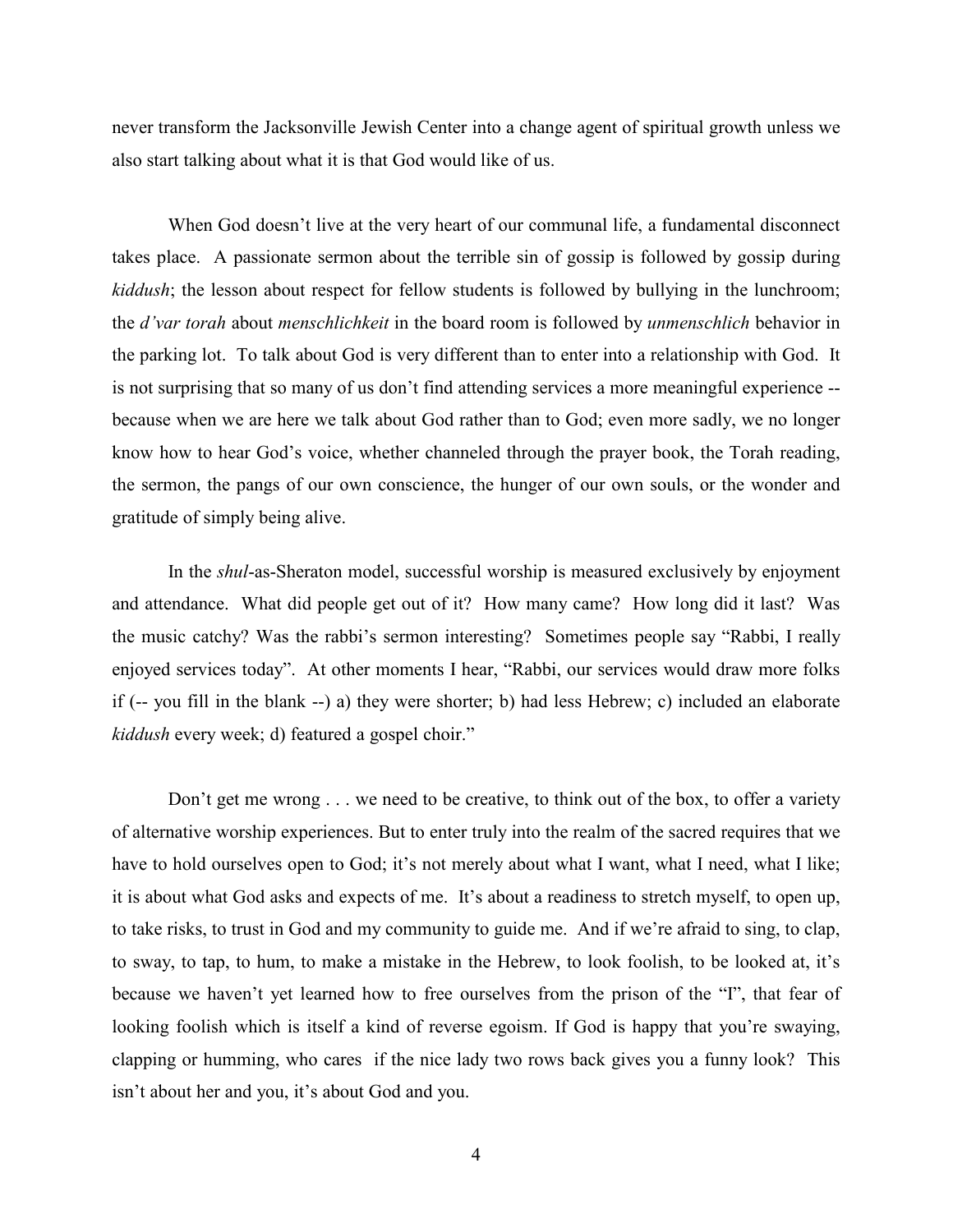never transform the Jacksonville Jewish Center into a change agent of spiritual growth unless we also start talking about what it is that God would like of us.

When God doesn't live at the very heart of our communal life, a fundamental disconnect takes place. A passionate sermon about the terrible sin of gossip is followed by gossip during *kiddush*; the lesson about respect for fellow students is followed by bullying in the lunchroom; the *d'var torah* about *menschlichkeit* in the board room is followed by *unmenschlich* behavior in the parking lot. To talk about God is very different than to enter into a relationship with God. It is not surprising that so many of us don't find attending services a more meaningful experience -- because when we are here we talk about God rather than to God; even more sadly, we no longer know how to hear God's voice, whether channeled through the prayer book, the Torah reading, the sermon, the pangs of our own conscience, the hunger of our own souls, or the wonder and gratitude of simply being alive.

In the *shul*-as-Sheraton model, successful worship is measured exclusively by enjoyment and attendance. What did people get out of it? How many came? How long did it last? Was the music catchy? Was the rabbi's sermon interesting? Sometimes people say "Rabbi, I really enjoyed services today". At other moments I hear, "Rabbi, our services would draw more folks if (-- you fill in the blank --) a) they were shorter; b) had less Hebrew; c) included an elaborate *kiddush* every week; d) featured a gospel choir."

Don't get me wrong . . . we need to be creative, to think out of the box, to offer a variety of alternative worship experiences. But to enter truly into the realm of the sacred requires that we have to hold ourselves open to God; it's not merely about what I want, what I need, what I like; it is about what God asks and expects of me. It's about a readiness to stretch myself, to open up, to take risks, to trust in God and my community to guide me. And if we're afraid to sing, to clap, to sway, to tap, to hum, to make a mistake in the Hebrew, to look foolish, to be looked at, it's because we haven't yet learned how to free ourselves from the prison of the "I", that fear of looking foolish which is itself a kind of reverse egoism. If God is happy that you're swaying, clapping or humming, who cares if the nice lady two rows back gives you a funny look? This isn't about her and you, it's about God and you.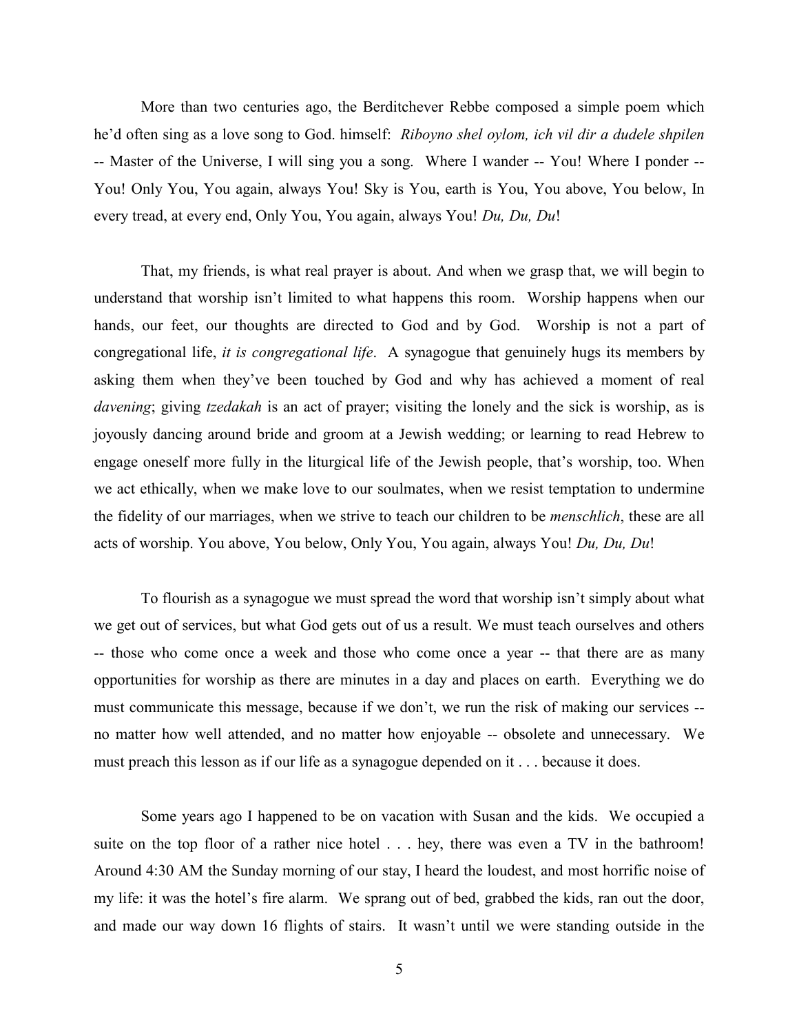More than two centuries ago, the Berditchever Rebbe composed a simple poem which he'd often sing as a love song to God. himself: *Riboyno shel oylom, ich vil dir a dudele shpilen* -- Master of the Universe, I will sing you a song. Where I wander -- You! Where I ponder -- You! Only You, You again, always You! Sky is You, earth is You, You above, You below, In every tread, at every end, Only You, You again, always You! *Du, Du, Du*!

That, my friends, is what real prayer is about. And when we grasp that, we will begin to understand that worship isn't limited to what happens this room. Worship happens when our hands, our feet, our thoughts are directed to God and by God. Worship is not a part of congregational life, *it is congregational life*. A synagogue that genuinely hugs its members by asking them when they've been touched by God and why has achieved a moment of real *davening*; giving *tzedakah* is an act of prayer; visiting the lonely and the sick is worship, as is joyously dancing around bride and groom at a Jewish wedding; or learning to read Hebrew to engage oneself more fully in the liturgical life of the Jewish people, that's worship, too. When we act ethically, when we make love to our soulmates, when we resist temptation to undermine the fidelity of our marriages, when we strive to teach our children to be *menschlich*, these are all acts of worship. You above, You below, Only You, You again, always You! *Du, Du, Du*!

To flourish as a synagogue we must spread the word that worship isn't simply about what we get out of services, but what God gets out of us a result. We must teach ourselves and others -- those who come once a week and those who come once a year -- that there are as many opportunities for worship as there are minutes in a day and places on earth. Everything we do must communicate this message, because if we don't, we run the risk of making our services -- no matter how well attended, and no matter how enjoyable -- obsolete and unnecessary. We must preach this lesson as if our life as a synagogue depended on it . . . because it does.

Some years ago I happened to be on vacation with Susan and the kids. We occupied a suite on the top floor of a rather nice hotel . . . hey, there was even a TV in the bathroom! Around 4:30 AM the Sunday morning of our stay, I heard the loudest, and most horrific noise of my life: it was the hotel's fire alarm. We sprang out of bed, grabbed the kids, ran out the door, and made our way down 16 flights of stairs. It wasn't until we were standing outside in the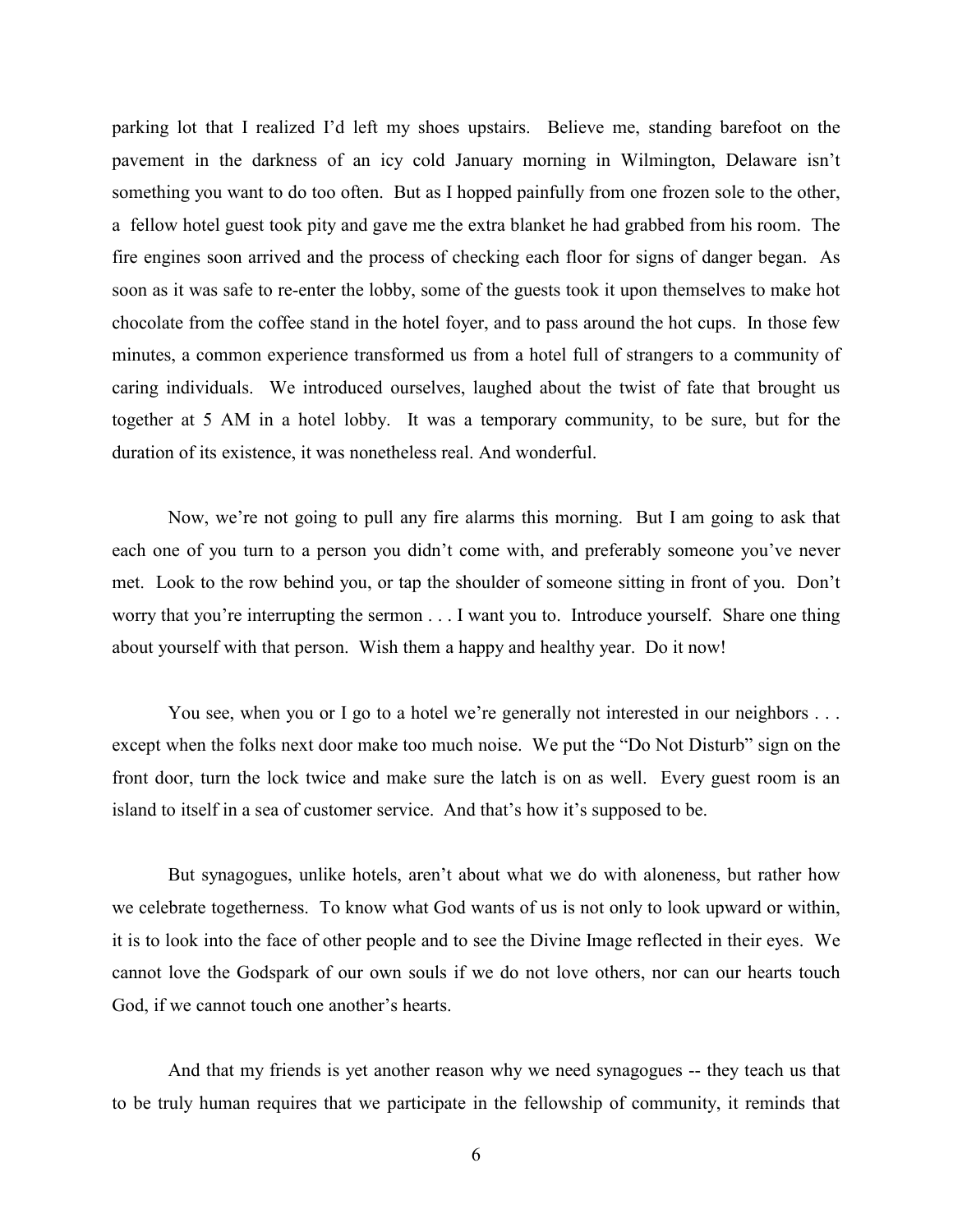parking lot that I realized I'd left my shoes upstairs. Believe me, standing barefoot on the pavement in the darkness of an icy cold January morning in Wilmington, Delaware isn't something you want to do too often. But as I hopped painfully from one frozen sole to the other, a fellow hotel guest took pity and gave me the extra blanket he had grabbed from his room. The fire engines soon arrived and the process of checking each floor for signs of danger began. As soon as it was safe to re-enter the lobby, some of the guests took it upon themselves to make hot chocolate from the coffee stand in the hotel foyer, and to pass around the hot cups. In those few minutes, a common experience transformed us from a hotel full of strangers to a community of caring individuals. We introduced ourselves, laughed about the twist of fate that brought us together at 5 AM in a hotel lobby. It was a temporary community, to be sure, but for the duration of its existence, it was nonetheless real. And wonderful.

Now, we're not going to pull any fire alarms this morning. But I am going to ask that each one of you turn to a person you didn't come with, and preferably someone you've never met. Look to the row behind you, or tap the shoulder of someone sitting in front of you. Don't worry that you're interrupting the sermon . . . I want you to. Introduce yourself. Share one thing about yourself with that person. Wish them a happy and healthy year. Do it now!

You see, when you or I go to a hotel we're generally not interested in our neighbors . . . except when the folks next door make too much noise. We put the "Do Not Disturb" sign on the front door, turn the lock twice and make sure the latch is on as well. Every guest room is an island to itself in a sea of customer service. And that's how it's supposed to be.

But synagogues, unlike hotels, aren't about what we do with aloneness, but rather how we celebrate togetherness. To know what God wants of us is not only to look upward or within, it is to look into the face of other people and to see the Divine Image reflected in their eyes. We cannot love the Godspark of our own souls if we do not love others, nor can our hearts touch God, if we cannot touch one another's hearts.

And that my friends is yet another reason why we need synagogues -- they teach us that to be truly human requires that we participate in the fellowship of community, it reminds that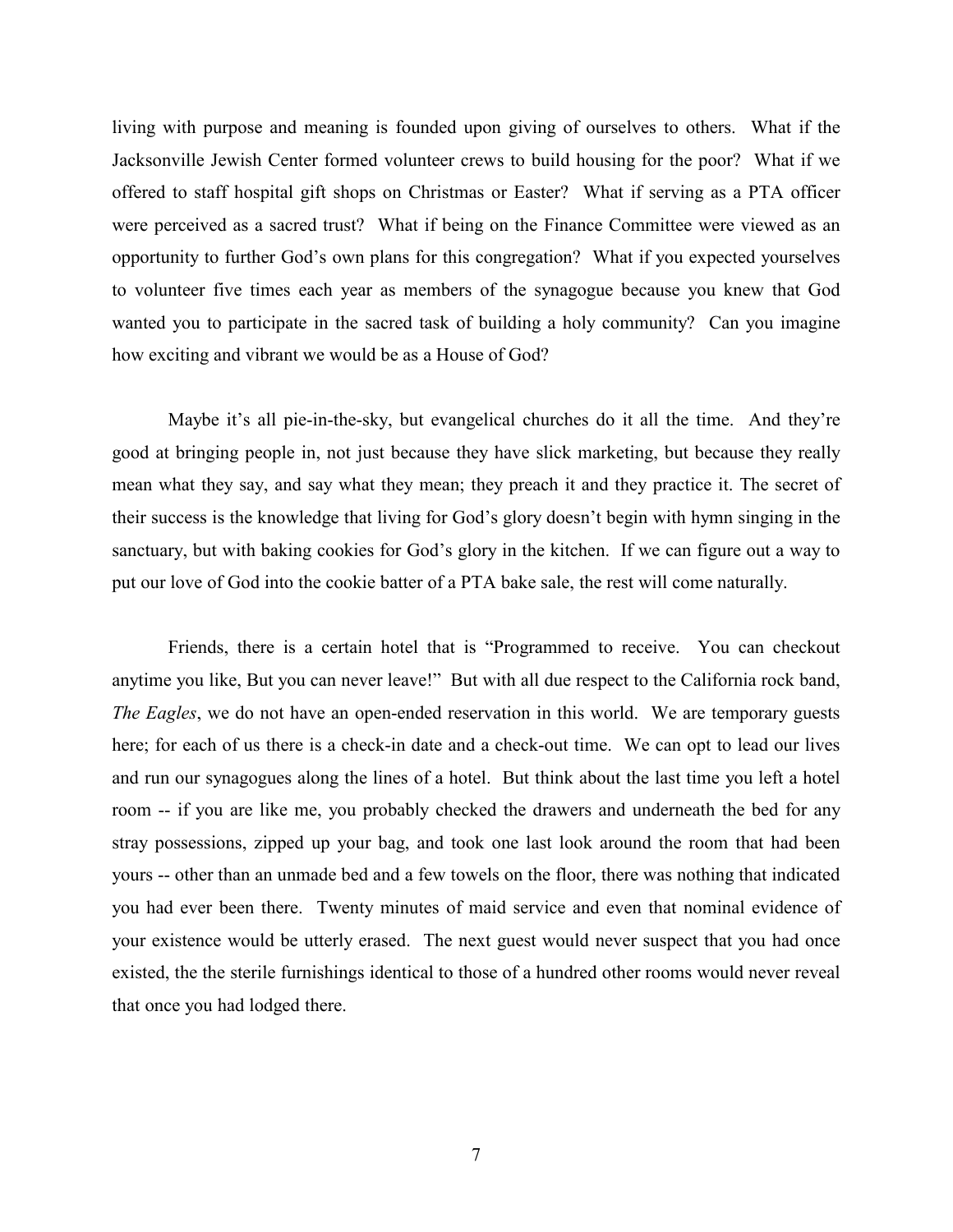living with purpose and meaning is founded upon giving of ourselves to others. What if the Jacksonville Jewish Center formed volunteer crews to build housing for the poor? What if we offered to staff hospital gift shops on Christmas or Easter? What if serving as a PTA officer were perceived as a sacred trust? What if being on the Finance Committee were viewed as an opportunity to further God's own plans for this congregation? What if you expected yourselves to volunteer five times each year as members of the synagogue because you knew that God wanted you to participate in the sacred task of building a holy community? Can you imagine how exciting and vibrant we would be as a House of God?

Maybe it's all pie-in-the-sky, but evangelical churches do it all the time. And they're good at bringing people in, not just because they have slick marketing, but because they really mean what they say, and say what they mean; they preach it and they practice it. The secret of their success is the knowledge that living for God's glory doesn't begin with hymn singing in the sanctuary, but with baking cookies for God's glory in the kitchen. If we can figure out a way to put our love of God into the cookie batter of a PTA bake sale, the rest will come naturally.

Friends, there is a certain hotel that is "Programmed to receive. You can checkout anytime you like, But you can never leave!" But with all due respect to the California rock band, *The Eagles*, we do not have an open-ended reservation in this world. We are temporary guests here; for each of us there is a check-in date and a check-out time. We can opt to lead our lives and run our synagogues along the lines of a hotel. But think about the last time you left a hotel room -- if you are like me, you probably checked the drawers and underneath the bed for any stray possessions, zipped up your bag, and took one last look around the room that had been yours -- other than an unmade bed and a few towels on the floor, there was nothing that indicated you had ever been there. Twenty minutes of maid service and even that nominal evidence of your existence would be utterly erased. The next guest would never suspect that you had once existed, the the sterile furnishings identical to those of a hundred other rooms would never reveal that once you had lodged there.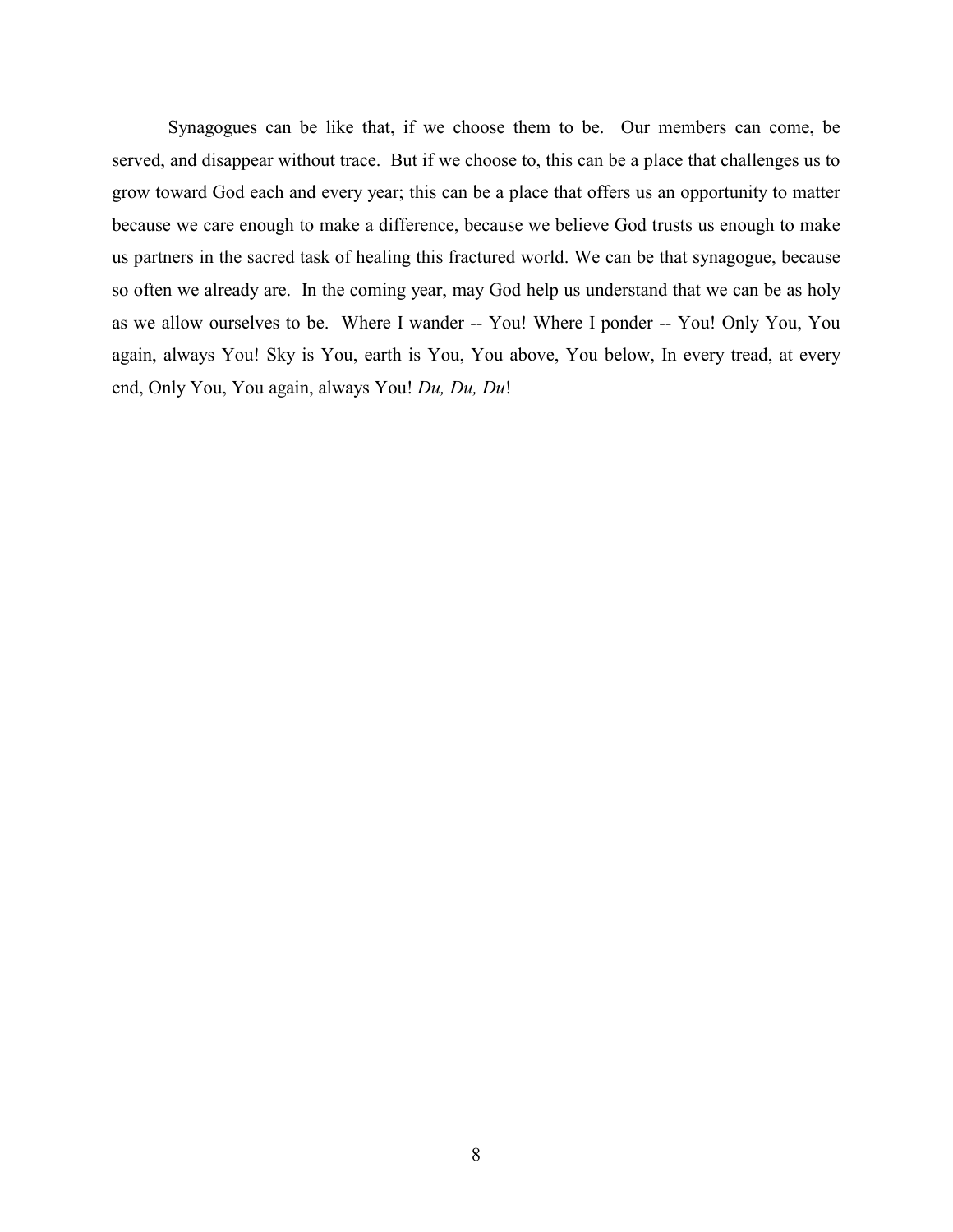Synagogues can be like that, if we choose them to be. Our members can come, be served, and disappear without trace. But if we choose to, this can be a place that challenges us to grow toward God each and every year; this can be a place that offers us an opportunity to matter because we care enough to make a difference, because we believe God trusts us enough to make us partners in the sacred task of healing this fractured world. We can be that synagogue, because so often we already are. In the coming year, may God help us understand that we can be as holy as we allow ourselves to be. Where I wander -- You! Where I ponder -- You! Only You, You again, always You! Sky is You, earth is You, You above, You below, In every tread, at every end, Only You, You again, always You! *Du, Du, Du*!